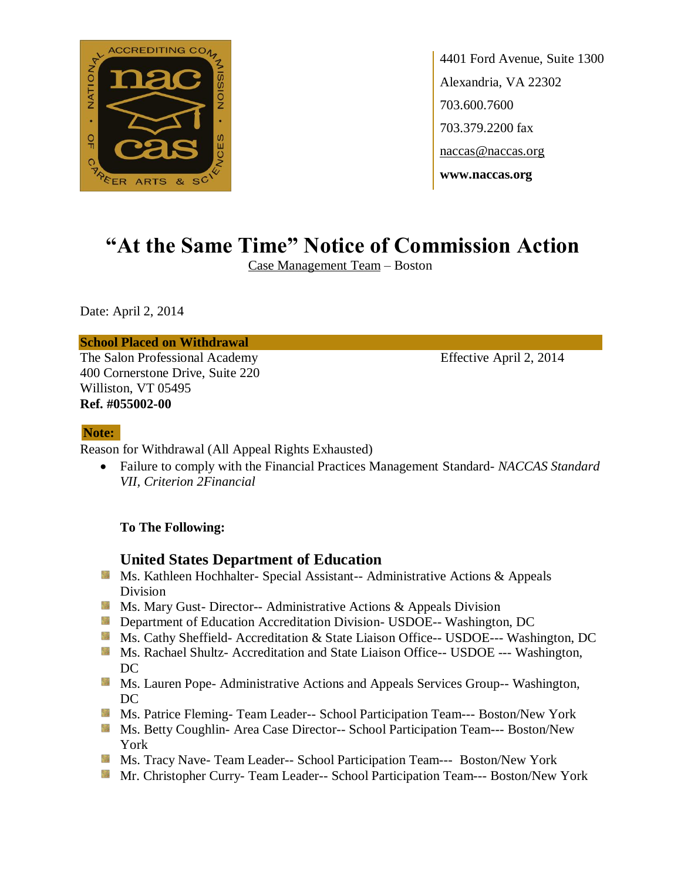4401 Ford Avenue, Suite 1300

Alexandria, VA 22302

703.600.7600

703.379.2200 fax

naccas@naccas.org

**www.naccas.org**

# "At the Same Time" Notice of Commission Action

Case Management Team – Boston

Date: April 2, 2014

**School Placed on Withdrawal**

The Salon Professional Academy
400 Cornerstone Drive, Suite 220
Williston, VT 05495
**Ref. #055002-00**

Effective April 2, 2014

**Note:**

Reason for Withdrawal (All Appeal Rights Exhausted)

- Failure to comply with the Financial Practices Management Standard- *NACCAS Standard VII, Criterion 2Financial*

**To The Following:**

### United States Department of Education

- Ms. Kathleen Hochhalter- Special Assistant-- Administrative Actions & Appeals Division
- Ms. Mary Gust- Director-- Administrative Actions & Appeals Division
- Department of Education Accreditation Division- USDOE-- Washington, DC
- Ms. Cathy Sheffield- Accreditation & State Liaison Office-- USDOE--- Washington, DC
- Ms. Rachael Shultz- Accreditation and State Liaison Office-- USDOE --- Washington, DC
- Ms. Lauren Pope- Administrative Actions and Appeals Services Group-- Washington, DC
- Ms. Patrice Fleming- Team Leader-- School Participation Team--- Boston/New York
- Ms. Betty Coughlin- Area Case Director-- School Participation Team--- Boston/New York
- Ms. Tracy Nave- Team Leader-- School Participation Team--- Boston/New York
- Mr. Christopher Curry- Team Leader-- School Participation Team--- Boston/New York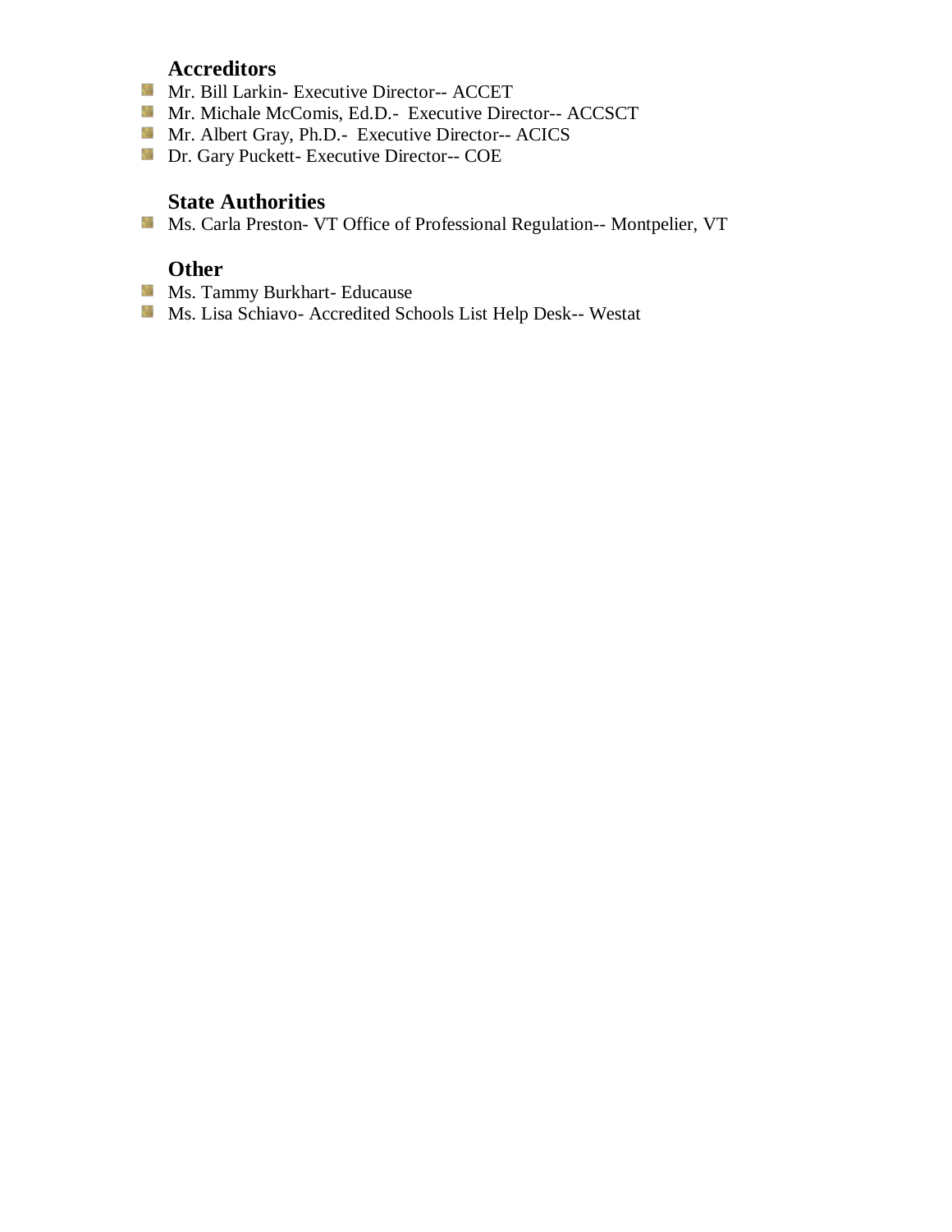### Accreditors

- Mr. Bill Larkin- Executive Director-- ACCET
- Mr. Michale McComis, Ed.D.- Executive Director-- ACCSCT
- Mr. Albert Gray, Ph.D.- Executive Director-- ACICS
- Dr. Gary Puckett- Executive Director-- COE

### State Authorities

- Ms. Carla Preston- VT Office of Professional Regulation-- Montpelier, VT

### Other

- Ms. Tammy Burkhart- Educause
- Ms. Lisa Schiavo- Accredited Schools List Help Desk-- Westat